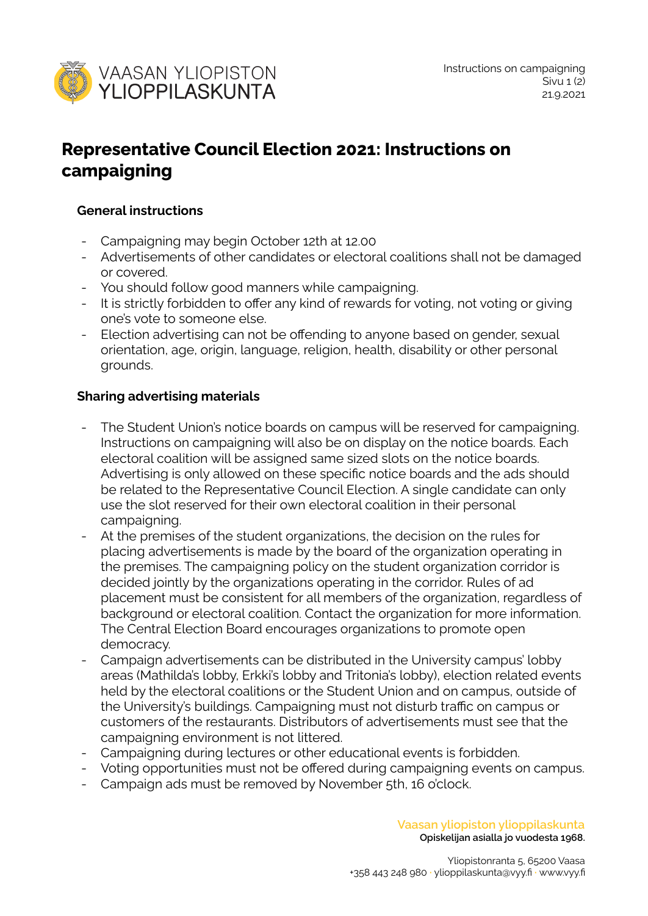# Representative Council Election 2021: Instructions on campaigning

### General instructions

- Campaigning may begin October 12th at 12.00
- Advertisements of other candidates or electoral coalitions shall not be damaged or covered.
- You should follow good manners while campaigning.
- It is strictly forbidden to offer any kind of rewards for voting, not voting or giving one's vote to someone else.
- Election advertising can not be offending to anyone based on gender, sexual orientation, age, origin, language, religion, health, disability or other personal grounds.

### Sharing advertising materials

- The Student Union's notice boards on campus will be reserved for campaigning. Instructions on campaigning will also be on display on the notice boards. Each electoral coalition will be assigned same sized slots on the notice boards. Advertising is only allowed on these specific notice boards and the ads should be related to the Representative Council Election. A single candidate can only use the slot reserved for their own electoral coalition in their personal campaigning.
- At the premises of the student organizations, the decision on the rules for placing advertisements is made by the board of the organization operating in the premises. The campaigning policy on the student organization corridor is decided jointly by the organizations operating in the corridor. Rules of ad placement must be consistent for all members of the organization, regardless of background or electoral coalition. Contact the organization for more information. The Central Election Board encourages organizations to promote open democracy.
- Campaign advertisements can be distributed in the University campus' lobby areas (Mathilda's lobby, Erkki's lobby and Tritonia's lobby), election related events held by the electoral coalitions or the Student Union and on campus, outside of the University's buildings. Campaigning must not disturb traffic on campus or customers of the restaurants. Distributors of advertisements must see that the campaigning environment is not littered.
- Campaigning during lectures or other educational events is forbidden.
- Voting opportunities must not be offered during campaigning events on campus.
- Campaign ads must be removed by November 5th, 16 o'clock.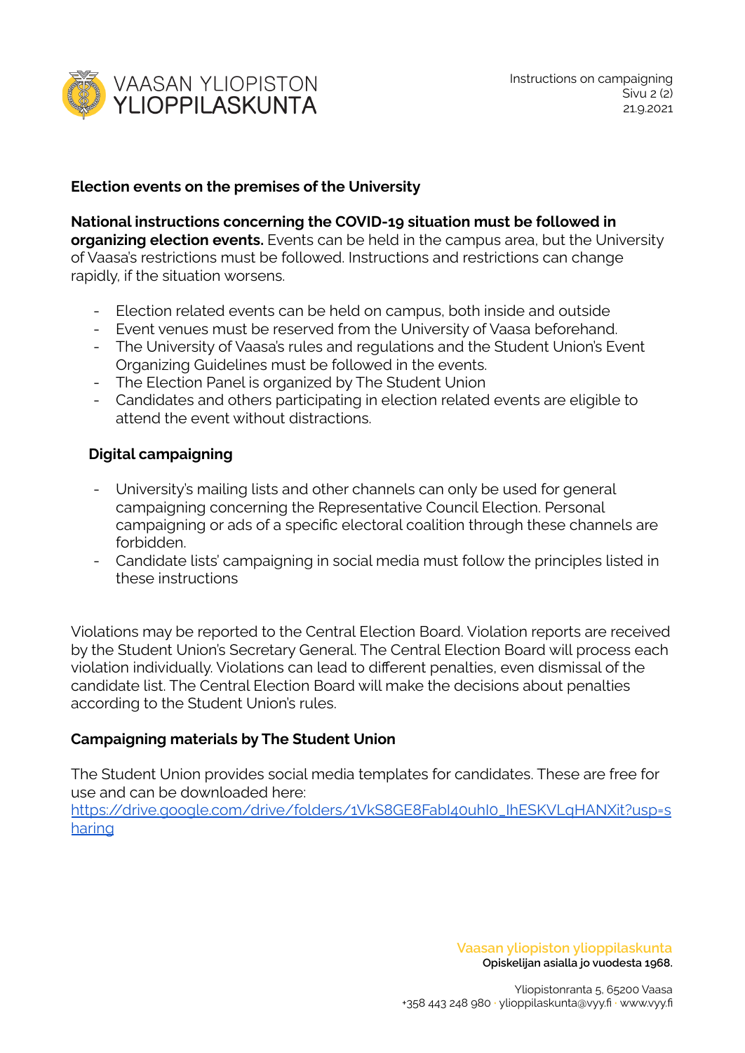## Election events on the premises of the University

**National instructions concerning the COVID-19 situation must be followed in organizing election events.** Events can be held in the campus area, but the University of Vaasa's restrictions must be followed. Instructions and restrictions can change rapidly, if the situation worsens.

- Election related events can be held on campus, both inside and outside
- Event venues must be reserved from the University of Vaasa beforehand.
- The University of Vaasa's rules and regulations and the Student Union's Event Organizing Guidelines must be followed in the events.
- The Election Panel is organized by The Student Union
- Candidates and others participating in election related events are eligible to attend the event without distractions.

## Digital campaigning

- University's mailing lists and other channels can only be used for general campaigning concerning the Representative Council Election. Personal campaigning or ads of a specific electoral coalition through these channels are forbidden.
- Candidate lists' campaigning in social media must follow the principles listed in these instructions

Violations may be reported to the Central Election Board. Violation reports are received by the Student Union's Secretary General. The Central Election Board will process each violation individually. Violations can lead to different penalties, even dismissal of the candidate list. The Central Election Board will make the decisions about penalties according to the Student Union's rules.

## Campaigning materials by The Student Union

The Student Union provides social media templates for candidates. These are free for use and can be downloaded here:
https://drive.google.com/drive/folders/1VkS8GE8FabI40uhI0_lhESKVLqHANXit?usp=sharing